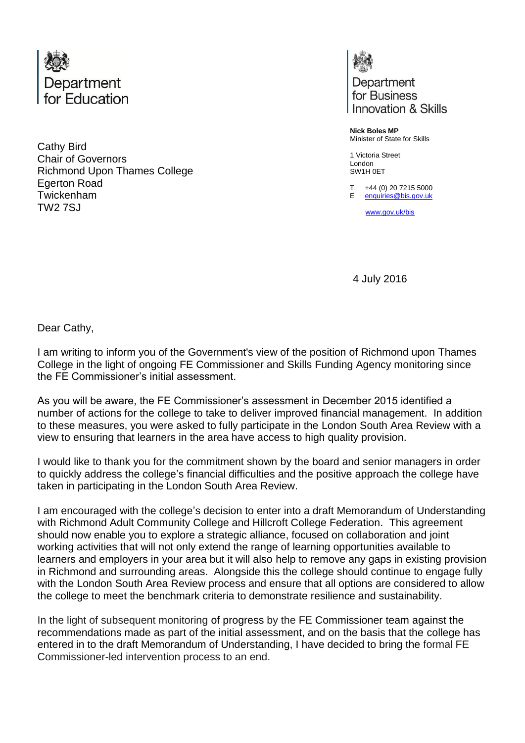Department for Education

Department for Business Innovation & Skills

**Nick Boles MP**
Minister of State for Skills

1 Victoria Street
London
SW1H 0ET

T +44 (0) 20 7215 5000
E enquiries@bis.gov.uk

www.gov.uk/bis

Cathy Bird
Chair of Governors
Richmond Upon Thames College
Egerton Road
Twickenham
TW2 7SJ

4 July 2016

Dear Cathy,

I am writing to inform you of the Government's view of the position of Richmond upon Thames College in the light of ongoing FE Commissioner and Skills Funding Agency monitoring since the FE Commissioner's initial assessment.

As you will be aware, the FE Commissioner's assessment in December 2015 identified a number of actions for the college to take to deliver improved financial management. In addition to these measures, you were asked to fully participate in the London South Area Review with a view to ensuring that learners in the area have access to high quality provision.

I would like to thank you for the commitment shown by the board and senior managers in order to quickly address the college's financial difficulties and the positive approach the college have taken in participating in the London South Area Review.

I am encouraged with the college's decision to enter into a draft Memorandum of Understanding with Richmond Adult Community College and Hillcroft College Federation. This agreement should now enable you to explore a strategic alliance, focused on collaboration and joint working activities that will not only extend the range of learning opportunities available to learners and employers in your area but it will also help to remove any gaps in existing provision in Richmond and surrounding areas. Alongside this the college should continue to engage fully with the London South Area Review process and ensure that all options are considered to allow the college to meet the benchmark criteria to demonstrate resilience and sustainability.

In the light of subsequent monitoring of progress by the FE Commissioner team against the recommendations made as part of the initial assessment, and on the basis that the college has entered in to the draft Memorandum of Understanding, I have decided to bring the formal FE Commissioner-led intervention process to an end.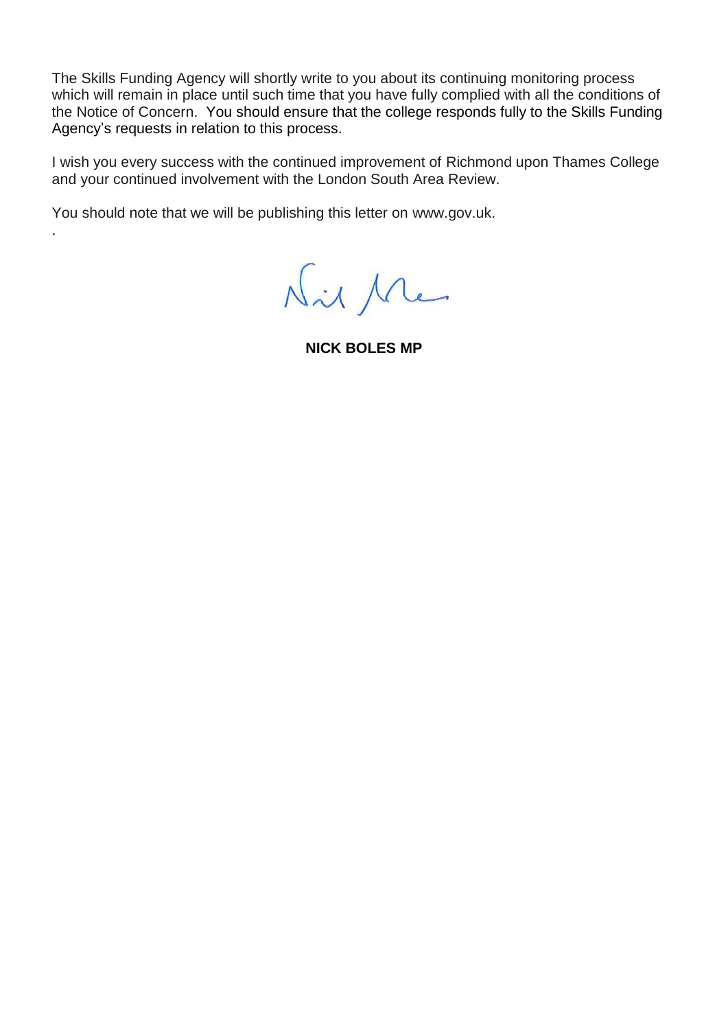The Skills Funding Agency will shortly write to you about its continuing monitoring process which will remain in place until such time that you have fully complied with all the conditions of the Notice of Concern. You should ensure that the college responds fully to the Skills Funding Agency's requests in relation to this process.

I wish you every success with the continued improvement of Richmond upon Thames College and your continued involvement with the London South Area Review.

You should note that we will be publishing this letter on www.gov.uk.

.

**NICK BOLES MP**